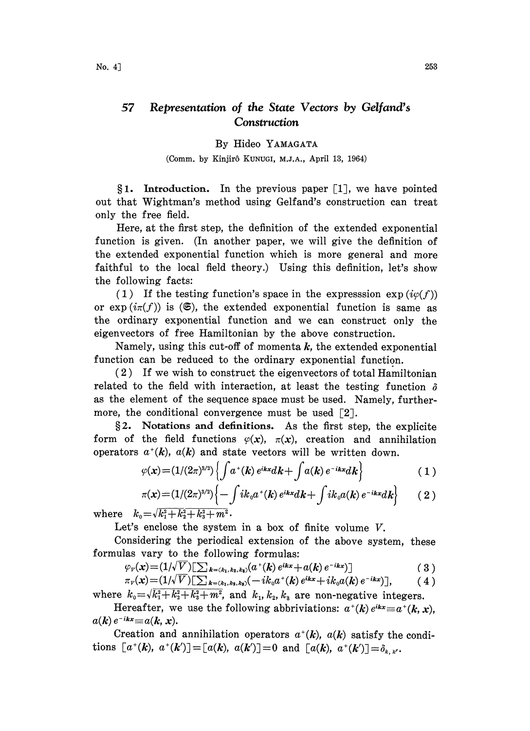# 57 Representation of the State Vectors by Gelfand's Construction

By Hideo YAMAGATA

(Comm. by Kinjirô KUNUGI, M.J.A., April 13, 1964)

**§1. Introduction.** In the previous paper [1], we have pointed out that Wightman's method using Gelfand's construction can treat only the free field.

Here, at the first step, the definition of the extended exponential function is given. (In another paper, we will give the definition of the extended exponential function which is more general and more faithful to the local field theory.) Using this definition, let's show the following facts:

(1) If the testing function's space in the expresssion $\exp(i\varphi(f))$ or $\exp(i\pi(f))$ is $(\mathfrak{S})$, the extended exponential function is same as the ordinary exponential function and we can construct only the eigenvectors of free Hamiltonian by the above construction.

Namely, using this cut-off of momenta $\boldsymbol{k}$, the extended exponential function can be reduced to the ordinary exponential function.

(2) If we wish to construct the eigenvectors of total Hamiltonian related to the field with interaction, at least the testing function $\delta$ as the element of the sequence space must be used. Namely, furthermore, the conditional convergence must be used [2].

**§2. Notations and definitions.** As the first step, the explicite form of the field functions $\varphi(\boldsymbol{x})$, $\pi(\boldsymbol{x})$, creation and annihilation operators $a^+(\boldsymbol{k})$, $a(\boldsymbol{k})$ and state vectors will be written down.

$$\varphi(\boldsymbol{x})=(1/(2\pi)^{3/2})\left\{\int a^+(\boldsymbol{k})\,e^{i\boldsymbol{k}\boldsymbol{x}}d\boldsymbol{k}+\int a(\boldsymbol{k})\,e^{-i\boldsymbol{k}\boldsymbol{x}}d\boldsymbol{k}\right\} \tag{1}$$

$$\pi(\boldsymbol{x})=(1/(2\pi)^{3/2})\left\{-\int ik_0a^+(\boldsymbol{k})\,e^{i\boldsymbol{k}\boldsymbol{x}}d\boldsymbol{k}+\int ik_0a(\boldsymbol{k})\,e^{-i\boldsymbol{k}\boldsymbol{x}}d\boldsymbol{k}\right\} \tag{2}$$

where $k_0=\sqrt{k_1^2+k_2^2+k_3^2+m^2}$.

Let's enclose the system in a box of finite volume $V$.

Considering the periodical extension of the above system, these formulas vary to the following formulas:

$$\varphi_V(\boldsymbol{x})=(1/\sqrt{V})[\textstyle\sum_{\boldsymbol{k}=(k_1,k_2,k_3)}(a^+(\boldsymbol{k})\,e^{i\boldsymbol{k}\boldsymbol{x}}+a(\boldsymbol{k})\,e^{-i\boldsymbol{k}\boldsymbol{x}})] \tag{3}$$

$$\pi_V(\boldsymbol{x})=(1/\sqrt{V})[\textstyle\sum_{\boldsymbol{k}=(k_1,k_2,k_3)}(-ik_0a^+(\boldsymbol{k})\,e^{i\boldsymbol{k}\boldsymbol{x}}+ik_0a(\boldsymbol{k})\,e^{-i\boldsymbol{k}\boldsymbol{x}})], \tag{4}$$

where $k_0=\sqrt{k_1^2+k_2^2+k_3^2+m^2}$, and $k_1, k_2, k_3$ are non-negative integers.

Hereafter, we use the following abbriviations: $a^+(\boldsymbol{k})\,e^{i\boldsymbol{k}\boldsymbol{x}}\equiv a^+(\boldsymbol{k},\boldsymbol{x})$, $a(\boldsymbol{k})\,e^{-i\boldsymbol{k}\boldsymbol{x}}\equiv a(\boldsymbol{k},\boldsymbol{x})$.

Creation and annihilation operators $a^+(\boldsymbol{k})$, $a(\boldsymbol{k})$ satisfy the conditions $[a^+(\boldsymbol{k}),\ a^+(\boldsymbol{k}')]=[a(\boldsymbol{k}),\ a(\boldsymbol{k}')]=0$ and $[a(\boldsymbol{k}),\ a^+(\boldsymbol{k}')]=\delta_{\boldsymbol{k},\boldsymbol{k}'}$.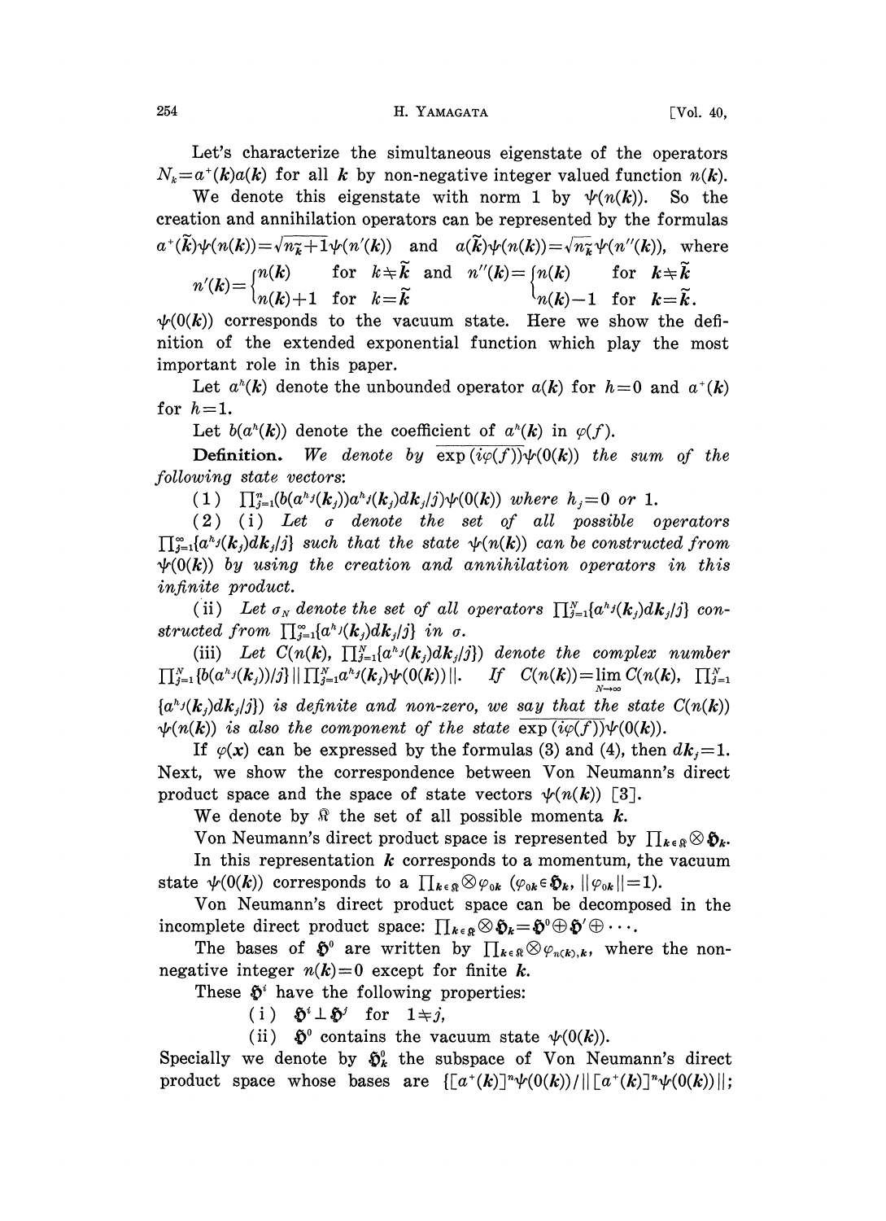Let's characterize the simultaneous eigenstate of the operators $N_k = a^+(\boldsymbol{k})a(\boldsymbol{k})$ for all $\boldsymbol{k}$ by non-negative integer valued function $n(\boldsymbol{k})$.

We denote this eigenstate with norm 1 by $\psi(n(\boldsymbol{k}))$. So the creation and annihilation operators can be represented by the formulas $a^+(\tilde{\boldsymbol{k}})\psi(n(\boldsymbol{k})) = \sqrt{n_{\tilde{k}}+1}\,\psi(n'(\boldsymbol{k}))$ and $a(\tilde{\boldsymbol{k}})\psi(n(\boldsymbol{k})) = \sqrt{n_{\tilde{k}}}\,\psi(n''(\boldsymbol{k}))$, where $n'(\boldsymbol{k}) = \begin{cases} n(\boldsymbol{k}) & \text{for } \boldsymbol{k} \neq \tilde{\boldsymbol{k}} \\ n(\boldsymbol{k})+1 & \text{for } \boldsymbol{k} = \tilde{\boldsymbol{k}} \end{cases}$ and $n''(\boldsymbol{k}) = \begin{cases} n(\boldsymbol{k}) & \text{for } \boldsymbol{k} \neq \tilde{\boldsymbol{k}} \\ n(\boldsymbol{k})-1 & \text{for } \boldsymbol{k} = \tilde{\boldsymbol{k}}. \end{cases}$

$\psi(0(\boldsymbol{k}))$ corresponds to the vacuum state. Here we show the definition of the extended exponential function which play the most important role in this paper.

Let $a^h(\boldsymbol{k})$ denote the unbounded operator $a(\boldsymbol{k})$ for $h=0$ and $a^+(\boldsymbol{k})$ for $h=1$.

Let $b(a^h(\boldsymbol{k}))$ denote the coefficient of $a^h(\boldsymbol{k})$ in $\varphi(f)$.

**Definition.** *We denote by* $\overline{\exp(i\varphi(f))}\psi(0(\boldsymbol{k}))$ *the sum of the following state vectors*:

(1) $\prod_{j=1}^{n}(b(a^{h_j}(\boldsymbol{k}_j))a^{h_j}(\boldsymbol{k}_j)d\boldsymbol{k}_j/j)\psi(0(\boldsymbol{k}))$ *where* $h_j = 0$ *or* 1.

(2) (i) *Let* $\sigma$ *denote the set of all possible operators* $\prod_{j=1}^{\infty}\{a^{h_j}(\boldsymbol{k}_j)d\boldsymbol{k}_j/j\}$ *such that the state* $\psi(n(\boldsymbol{k}))$ *can be constructed from* $\psi(0(\boldsymbol{k}))$ *by using the creation and annihilation operators in this infinite product.*

(ii) *Let* $\sigma_N$ *denote the set of all operators* $\prod_{j=1}^{N}\{a^{h_j}(\boldsymbol{k}_j)d\boldsymbol{k}_j/j\}$ *constructed from* $\prod_{j=1}^{\infty}\{a^{h_j}(\boldsymbol{k}_j)d\boldsymbol{k}_j/j\}$ *in* $\sigma$.

(iii) *Let* $C(n(\boldsymbol{k}), \prod_{j=1}^{N}\{a^{h_j}(\boldsymbol{k}_j)d\boldsymbol{k}_j/j\})$ *denote the complex number* $\prod_{j=1}^{N}\{b(a^{h_j}(\boldsymbol{k}_j))/j\}\,\|\prod_{j=1}^{N}a^{h_j}(\boldsymbol{k}_j)\psi(0(\boldsymbol{k}))\|$. *If* $C(n(\boldsymbol{k})) = \lim_{N\to\infty} C(n(\boldsymbol{k}), \prod_{j=1}^{N}\{a^{h_j}(\boldsymbol{k}_j)d\boldsymbol{k}_j/j\})$ *is definite and non-zero, we say that the state* $C(n(\boldsymbol{k}))\psi(n(\boldsymbol{k}))$ *is also the component of the state* $\overline{\exp(i\varphi(f))}\psi(0(\boldsymbol{k}))$.

If $\varphi(x)$ can be expressed by the formulas (3) and (4), then $d\boldsymbol{k}_j = 1$. Next, we show the correspondence between Von Neumann's direct product space and the space of state vectors $\psi(n(\boldsymbol{k}))$ [3].

We denote by $\mathfrak{K}$ the set of all possible momenta $\boldsymbol{k}$.

Von Neumann's direct product space is represented by $\prod_{\boldsymbol{k}\in\mathfrak{K}}\otimes\mathfrak{H}_{\boldsymbol{k}}$.

In this representation $\boldsymbol{k}$ corresponds to a momentum, the vacuum state $\psi(0(\boldsymbol{k}))$ corresponds to a $\prod_{\boldsymbol{k}\in\mathfrak{K}}\otimes\varphi_{0\boldsymbol{k}}$ ($\varphi_{0\boldsymbol{k}}\in\mathfrak{H}_{\boldsymbol{k}}$, $\|\varphi_{0\boldsymbol{k}}\|=1$).

Von Neumann's direct product space can be decomposed in the incomplete direct product space: $\prod_{\boldsymbol{k}\in\mathfrak{K}}\otimes\mathfrak{H}_{\boldsymbol{k}} = \mathfrak{H}^0 \oplus \mathfrak{H}' \oplus \cdots$.

The bases of $\mathfrak{H}^0$ are written by $\prod_{\boldsymbol{k}\in\mathfrak{K}}\otimes\varphi_{n(\boldsymbol{k}),\boldsymbol{k}}$, where the non-negative integer $n(\boldsymbol{k})=0$ except for finite $\boldsymbol{k}$.

These $\mathfrak{H}^i$ have the following properties:

(i) $\mathfrak{H}^i \perp \mathfrak{H}^j$ for $1 \neq j$,

(ii) $\mathfrak{H}^0$ contains the vacuum state $\psi(0(\boldsymbol{k}))$.

Specially we denote by $\mathfrak{H}_{\boldsymbol{k}}^0$ the subspace of Von Neumann's direct product space whose bases are $\{[a^+(\boldsymbol{k})]^n\psi(0(\boldsymbol{k}))/\|[a^+(\boldsymbol{k})]^n\psi(0(\boldsymbol{k}))\|;$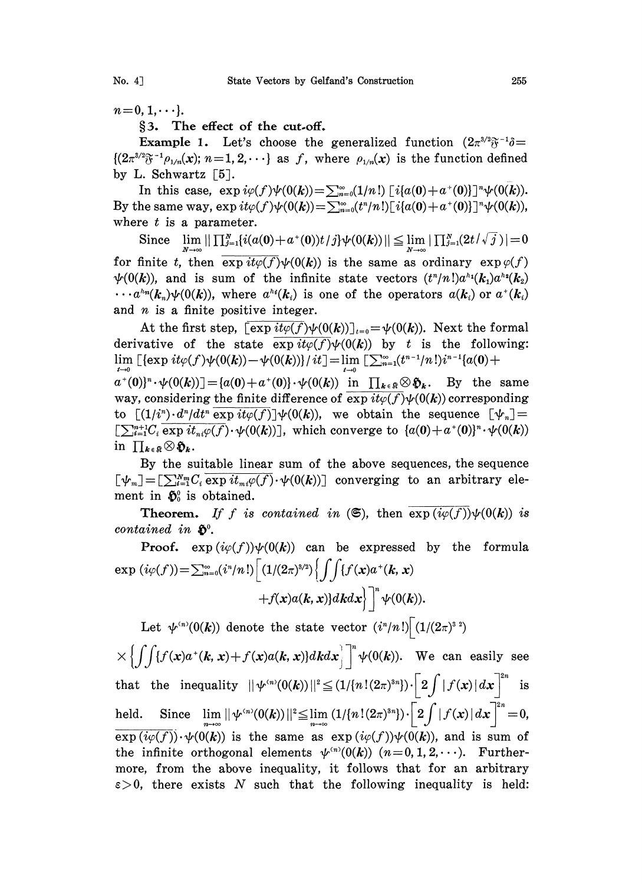$n=0, 1, \cdots\}$.

### §3. The effect of the cut-off.

**Example 1.** Let's choose the generalized function $(2\pi^{3/2}\mathfrak{F}^{-1}\delta = \{(2\pi^{3/2}\mathfrak{F}^{-1}\rho_{1/n}(x); n=1, 2, \cdots\}$ as $f$, where $\rho_{1/n}(x)$ is the function defined by L. Schwartz [5].

In this case, $\exp i\varphi(f)\psi(0(\boldsymbol{k})) = \sum_{n=0}^{\infty}(1/n!)\,[i\{a(\mathbf{0})+a^{+}(\mathbf{0})\}]^{n}\psi(0(\boldsymbol{k}))$. By the same way, $\exp it\varphi(f)\psi(0(\boldsymbol{k})) = \sum_{n=0}^{\infty}(t^{n}/n!)[i\{a(\mathbf{0})+a^{+}(\mathbf{0})\}]^{n}\psi(0(\boldsymbol{k}))$, where $t$ is a parameter.

Since $\lim_{N\to\infty} \| \prod_{j=1}^{N}\{i(a(\mathbf{0})+a^{+}(\mathbf{0}))t/j\}\psi(0(\boldsymbol{k}))\| \leq \lim_{N\to\infty} | \prod_{j=1}^{N}(2t/\sqrt{j})| = 0$ for finite $t$, then $\overline{\exp it\varphi(f)}\psi(0(\boldsymbol{k}))$ is the same as ordinary $\exp\varphi(f)$ $\psi(0(\boldsymbol{k}))$, and is sum of the infinite state vectors $(t^{n}/n!)a^{h_1}(\boldsymbol{k}_1)a^{h_2}(\boldsymbol{k}_2)$ $\cdots a^{h_n}(\boldsymbol{k}_n)\psi(0(\boldsymbol{k}))$, where $a^{h_i}(\boldsymbol{k}_i)$ is one of the operators $a(\boldsymbol{k}_i)$ or $a^{+}(\boldsymbol{k}_i)$ and $n$ is a finite positive integer.

At the first step, $[\overline{\exp it\varphi(f)}\psi(0(\boldsymbol{k}))]_{t=0} = \psi(0(\boldsymbol{k}))$. Next the formal derivative of the state $\overline{\exp it\varphi(f)}\psi(0(\boldsymbol{k}))$ by $t$ is the following: $\lim_{t\to 0}[\{\exp it\varphi(f)\psi(0(\boldsymbol{k})) - \psi(0(\boldsymbol{k}))\}/it] = \lim_{t\to 0}[\sum_{n=1}^{\infty}(t^{n-1}/n!)i^{n-1}\{a(\mathbf{0})+a^{+}(\mathbf{0})\}^{n}\cdot\psi(0(\boldsymbol{k}))] = \{a(\mathbf{0})+a^{+}(\mathbf{0})\}\cdot\psi(0(\boldsymbol{k}))$ in $\prod_{\boldsymbol{k}\in\mathfrak{R}}\otimes\mathfrak{H}_{\boldsymbol{k}}$. By the same way, considering the finite difference of $\overline{\exp it\varphi(f)}\psi(0(\boldsymbol{k}))$ corresponding to $[(1/i^{n})\cdot d^{n}/dt^{n}\,\overline{\exp it\varphi(f)}]\psi(0(\boldsymbol{k}))$, we obtain the sequence $[\psi_{n}] = [\sum_{i=1}^{n+1}C_{i}\,\overline{\exp it_{ni}\varphi(f)}\cdot\psi(0(\boldsymbol{k}))]$, which converge to $\{a(\mathbf{0})+a^{+}(\mathbf{0})\}^{n}\cdot\psi(0(\boldsymbol{k}))$ in $\prod_{\boldsymbol{k}\in\mathfrak{R}}\otimes\mathfrak{H}_{\boldsymbol{k}}$.

By the suitable linear sum of the above sequences, the sequence $[\psi_{m}] = [\sum_{i=1}^{N_m}C_{i}\,\overline{\exp it_{mi}\varphi(f)}\cdot\psi(0(\boldsymbol{k}))]$ converging to an arbitrary element in $\mathfrak{H}_0^{0}$ is obtained.

**Theorem.** *If $f$ is contained in $(\mathfrak{S})$, then $\overline{\exp(i\varphi(f))}\psi(0(\boldsymbol{k}))$ is contained in $\mathfrak{H}^{0}$.*

*Proof.* $\exp(i\varphi(f))\psi(0(\boldsymbol{k}))$ can be expressed by the formula

$$\exp(i\varphi(f)) = \sum_{n=0}^{\infty}(i^{n}/n!)\Big[(1/(2\pi)^{3/2})\Big\{\iint\{f(x)a^{+}(\boldsymbol{k}, x) + f(x)a(\boldsymbol{k}, x)\}d\boldsymbol{k}dx\Big\}\Big]^{n}\psi(0(\boldsymbol{k})).$$

Let $\psi^{(n)}(0(\boldsymbol{k}))$ denote the state vector $(i^{n}/n!)\Big[(1/(2\pi)^{3/2})$ $\times\Big\{\iint\{f(x)a^{+}(\boldsymbol{k}, x)+f(x)a(\boldsymbol{k}, x)\}d\boldsymbol{k}dx\Big\}\Big]^{n}\psi(0(\boldsymbol{k}))$. We can easily see that the inequality $\|\psi^{(n)}(0(\boldsymbol{k}))\|^{2} \leq (1/\{n!(2\pi)^{3n}\})\cdot\Big[2\int|f(x)|dx\Big]^{2n}$ is held. Since $\lim_{n\to\infty}\|\psi^{(n)}(0(\boldsymbol{k}))\|^{2} \leq \lim_{n\to\infty}(1/\{n!(2\pi)^{3n}\})\cdot\Big[2\int|f(x)|dx\Big]^{2n} = 0$, $\overline{\exp(i\varphi(f))}\cdot\psi(0(\boldsymbol{k}))$ is the same as $\exp(i\varphi(f))\psi(0(\boldsymbol{k}))$, and is sum of the infinite orthogonal elements $\psi^{(n)}(0(\boldsymbol{k}))$ $(n=0, 1, 2, \cdots)$. Furthermore, from the above inequality, it follows that for an arbitrary $\varepsilon > 0$, there exists $N$ such that the following inequality is held: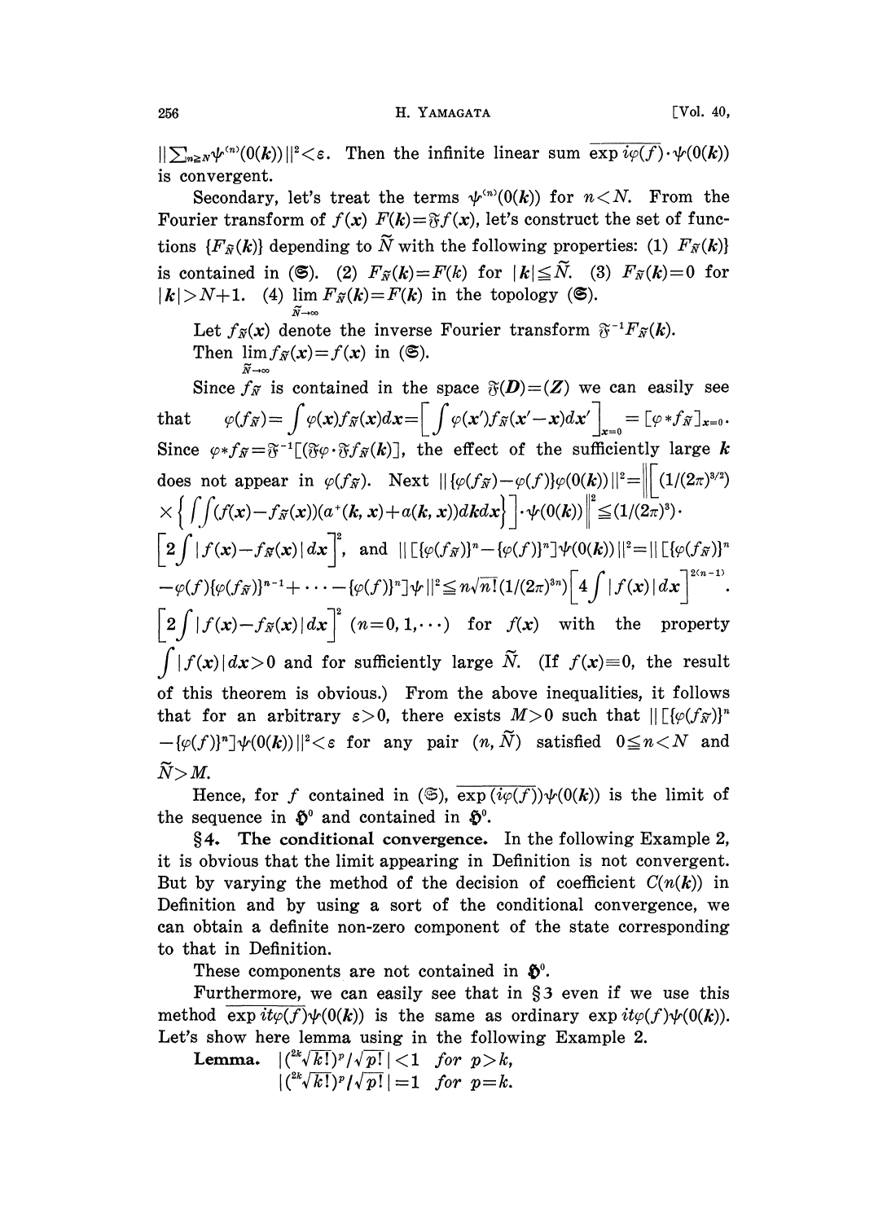$\|\sum_{n\geq N}\psi^{(n)}(0(\boldsymbol{k}))\|^2<\varepsilon$. Then the infinite linear sum $\overline{\exp i\varphi(f)}\cdot\psi(0(\boldsymbol{k}))$ is convergent.

Secondary, let's treat the terms $\psi^{(n)}(0(\boldsymbol{k}))$ for $n<N$. From the Fourier transform of $f(\boldsymbol{x})$ $F(\boldsymbol{k})=\mathfrak{F}f(\boldsymbol{x})$, let's construct the set of functions $\{F_{\tilde{N}}(\boldsymbol{k})\}$ depending to $\tilde{N}$ with the following properties: (1) $F_{\tilde{N}}(\boldsymbol{k})\}$ is contained in $(\mathfrak{S})$. (2) $F_{\tilde{N}}(\boldsymbol{k})=F(\boldsymbol{k})$ for $|\boldsymbol{k}|\leqq\tilde{N}$. (3) $F_{\tilde{N}}(\boldsymbol{k})=0$ for $|\boldsymbol{k}|>N+1$. (4) $\lim_{\tilde{N}\to\infty}F_{\tilde{N}}(\boldsymbol{k})=F(\boldsymbol{k})$ in the topology $(\mathfrak{S})$.

Let $f_{\tilde{N}}(\boldsymbol{x})$ denote the inverse Fourier transform $\mathfrak{F}^{-1}F_{\tilde{N}}(\boldsymbol{k})$.

Then $\lim_{\tilde{N}\to\infty}f_{\tilde{N}}(\boldsymbol{x})=f(\boldsymbol{x})$ in $(\mathfrak{S})$.

Since $f_{\tilde{N}}$ is contained in the space $\mathfrak{F}(\boldsymbol{D})=(\boldsymbol{Z})$ we can easily see that $\varphi(f_{\tilde{N}})=\int\varphi(\boldsymbol{x})f_{\tilde{N}}(\boldsymbol{x})d\boldsymbol{x}=\Big[\int\varphi(\boldsymbol{x}')f_{\tilde{N}}(\boldsymbol{x}'-\boldsymbol{x})d\boldsymbol{x}'\Big]_{\boldsymbol{x}=0}=[\varphi*f_{\tilde{N}}]_{\boldsymbol{x}=0}$. Since $\varphi*f_{\tilde{N}}=\mathfrak{F}^{-1}[(\mathfrak{F}\varphi\cdot\mathfrak{F}f_{\tilde{N}}(\boldsymbol{k})]$, the effect of the sufficiently large $\boldsymbol{k}$ does not appear in $\varphi(f_{\tilde{N}})$. Next $\|\{\varphi(f_{\tilde{N}})-\varphi(f)\}\psi(0(\boldsymbol{k}))\|^2=\Big\|\Big[(1/(2\pi)^{3/2})\times\Big\{\int\int(f(\boldsymbol{x})-f_{\tilde{N}}(\boldsymbol{x}))(a^+(\boldsymbol{k},\boldsymbol{x})+a(\boldsymbol{k},\boldsymbol{x}))d\boldsymbol{k}d\boldsymbol{x}\Big\}\Big]\cdot\psi(0(\boldsymbol{k}))\Big\|^2\leqq(1/(2\pi)^3)\cdot\Big[2\int|f(\boldsymbol{x})-f_{\tilde{N}}(\boldsymbol{x})|d\boldsymbol{x}\Big]^2$, and $\|[\{\varphi(f_{\tilde{N}})]^n-\{\varphi(f)\}^n]\psi(0(\boldsymbol{k}))\|^2=\|[\{\varphi(f_{\tilde{N}})\}^n-\varphi(f)\{\varphi(f_{\tilde{N}})\}^{n-1}+\cdots-\{\varphi(f)\}^n]\psi\|^2\leqq n\sqrt{n!}(1/(2\pi)^{3n})\Big[4\int|f(\boldsymbol{x})|d\boldsymbol{x}\Big]^{2(n-1)}\cdot\Big[2\int|f(\boldsymbol{x})-f_{\tilde{N}}(\boldsymbol{x})|d\boldsymbol{x}\Big]^2$ $(n=0,1,\cdots)$ for $f(\boldsymbol{x})$ with the property $\int|f(\boldsymbol{x})|d\boldsymbol{x}>0$ and for sufficiently large $\tilde{N}$. (If $f(\boldsymbol{x})\equiv0$, the result of this theorem is obvious.) From the above inequalities, it follows that for an arbitrary $\varepsilon>0$, there exists $M>0$ such that $\|[\{\varphi(f_{\tilde{N}})\}^n-\{\varphi(f)\}^n]\psi(0(\boldsymbol{k}))\|^2<\varepsilon$ for any pair $(n,\tilde{N})$ satisfied $0\leqq n<N$ and $\tilde{N}>M$.

Hence, for $f$ contained in $(\mathfrak{S})$, $\overline{\exp(i\varphi(f))}\psi(0(\boldsymbol{k}))$ is the limit of the sequence in $\mathfrak{H}^0$ and contained in $\mathfrak{H}^0$.

**§4. The conditional convergence.** In the following Example 2, it is obvious that the limit appearing in Definition is not convergent. But by varying the method of the decision of coefficient $C(n(\boldsymbol{k}))$ in Definition and by using a sort of the conditional convergence, we can obtain a definite non-zero component of the state corresponding to that in Definition.

These components are not contained in $\mathfrak{H}^0$.

Furthermore, we can easily see that in §3 even if we use this method $\overline{\exp it\varphi(f)}\psi(0(\boldsymbol{k}))$ is the same as ordinary $\exp it\varphi(f)\psi(0(\boldsymbol{k}))$. Let's show here lemma using in the following Example 2.

**Lemma.** $|(\sqrt[2k]{k!})^p/\sqrt{p!}|<1$ *for* $p>k$,
$|(\sqrt[2k]{k!})^p/\sqrt{p!}|=1$ *for* $p=k$.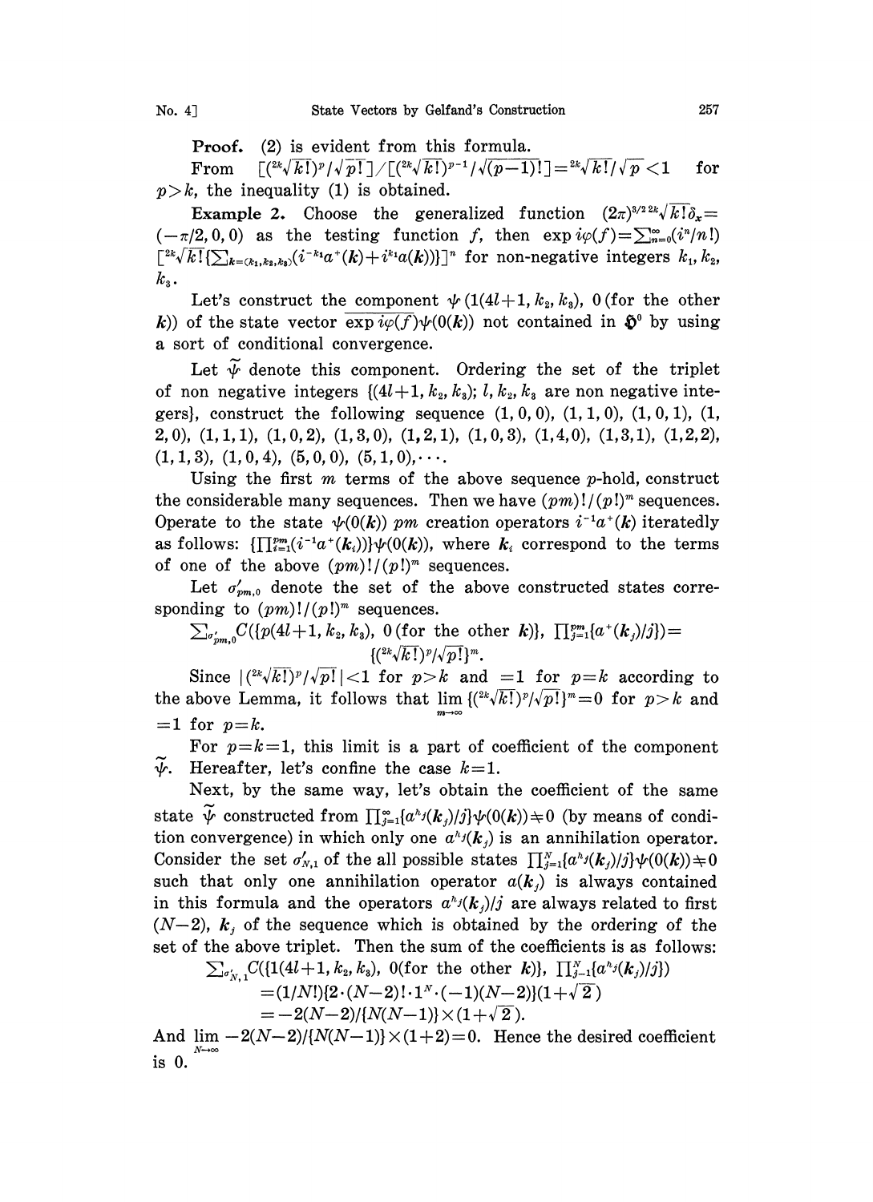**Proof.** (2) is evident from this formula.

From $[({}^{2k}\sqrt{k!})^p/\sqrt{p!}]/[({}^{2k}\sqrt{k!})^{p-1}/\sqrt{(p-1)!}]={}^{2k}\sqrt{k!}/\sqrt{p}<1$ for $p>k$, the inequality (1) is obtained.

**Example 2.** Choose the generalized function $(2\pi)^{3/2}\,{}^{2k}\sqrt{k!}\,\delta_x=(-\pi/2,0,0)$ as the testing function $f$, then $\exp i\varphi(f)=\sum_{n=0}^{\infty}(i^n/n!)[{}^{2k}\sqrt{k!}\{\sum_{k=(k_1,k_2,k_3)}(i^{-k_1}a^+(\boldsymbol{k})+i^{k_1}a(\boldsymbol{k}))\}]^n$ for non-negative integers $k_1, k_2, k_3$.

Let's construct the component $\psi(1(4l+1,k_2,k_3),\ 0\,(\text{for the other } \boldsymbol{k}))$ of the state vector $\overline{\exp i\varphi(f)}\psi(0(\boldsymbol{k}))$ not contained in $\mathfrak{H}^0$ by using a sort of conditional convergence.

Let $\tilde{\psi}$ denote this component. Ordering the set of the triplet of non negative integers $\{(4l+1,k_2,k_3);\ l, k_2, k_3$ are non negative integers$\}$, construct the following sequence $(1,0,0)$, $(1,1,0)$, $(1,0,1)$, $(1,2,0)$, $(1,1,1)$, $(1,0,2)$, $(1,3,0)$, $(1,2,1)$, $(1,0,3)$, $(1,4,0)$, $(1,3,1)$, $(1,2,2)$, $(1,1,3)$, $(1,0,4)$, $(5,0,0)$, $(5,1,0)$, $\cdots$.

Using the first $m$ terms of the above sequence $p$-hold, construct the considerable many sequences. Then we have $(pm)!/(p!)^m$ sequences. Operate to the state $\psi(0(\boldsymbol{k}))$ $pm$ creation operators $i^{-1}a^+(\boldsymbol{k})$ iteratedly as follows: $\{\prod_{i=1}^{pm}(i^{-1}a^+(\boldsymbol{k}_i))\}\psi(0(\boldsymbol{k}))$, where $\boldsymbol{k}_i$ correspond to the terms of one of the above $(pm)!/(p!)^m$ sequences.

Let $\sigma'_{pm,0}$ denote the set of the above constructed states corresponding to $(pm)!/(p!)^m$ sequences.

$$\sum_{\sigma'_{pm,0}}C(\{p(4l+1,k_2,k_3),\ 0\,(\text{for the other } \boldsymbol{k})\},\ \textstyle\prod_{j=1}^{pm}\{a^+(\boldsymbol{k}_j)/j\})=\{({}^{2k}\sqrt{k!})^p/\sqrt{p!}\}^m.$$

Since $|({}^{2k}\sqrt{k!})^p/\sqrt{p!}|<1$ for $p>k$ and $=1$ for $p=k$ according to the above Lemma, it follows that $\lim_{m\to\infty}\{({}^{2k}\sqrt{k!})^p/\sqrt{p!}\}^m=0$ for $p>k$ and $=1$ for $p=k$.

For $p=k=1$, this limit is a part of coefficient of the component $\tilde{\psi}$. Hereafter, let's confine the case $k=1$.

Next, by the same way, let's obtain the coefficient of the same state $\tilde{\psi}$ constructed from $\prod_{j=1}^{\infty}\{a^{h_j}(\boldsymbol{k}_j)/j\}\psi(0(\boldsymbol{k}))\neq 0$ (by means of condition convergence) in which only one $a^{h_j}(\boldsymbol{k}_j)$ is an annihilation operator. Consider the set $\sigma'_{N,1}$ of the all possible states $\prod_{j=1}^{N}\{a^{h_j}(\boldsymbol{k}_j)/j\}\psi(0(\boldsymbol{k}))\neq 0$ such that only one annihilation operator $a(\boldsymbol{k}_j)$ is always contained in this formula and the operators $a^{h_j}(\boldsymbol{k}_j)/j$ are always related to first $(N-2)$, $\boldsymbol{k}_j$ of the sequence which is obtained by the ordering of the set of the above triplet. Then the sum of the coefficients is as follows:

$$\begin{aligned}\sum_{\sigma'_{N,1}}&C(\{1(4l+1,k_2,k_3),\ 0(\text{for the other } \boldsymbol{k})\},\ \textstyle\prod_{j=1}^{N}\{a^{h_j}(\boldsymbol{k}_j)/j\})\\&=(1/N!)\{2\cdot(N-2)!\cdot 1^N\cdot(-1)(N-2)\}(1+\sqrt{2})\\&=-2(N-2)/\{N(N-1)\}\times(1+\sqrt{2}).\end{aligned}$$

And $\lim_{N\to\infty}-2(N-2)/\{N(N-1)\}\times(1+2)=0$. Hence the desired coefficient is 0.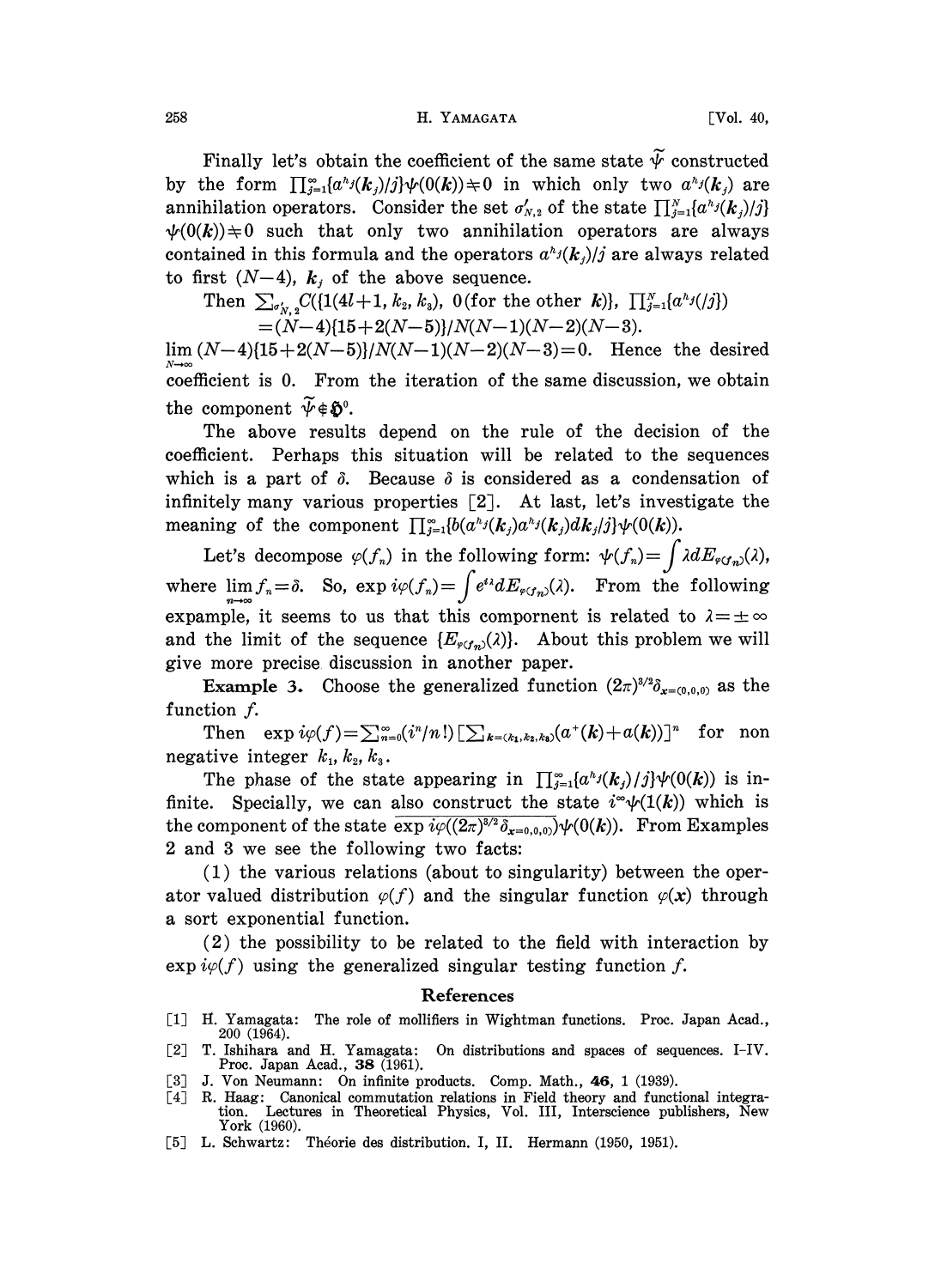Finally let's obtain the coefficient of the same state $\widetilde{\Psi}$ constructed by the form $\prod_{j=1}^{\infty}\{a^{h_j}(\boldsymbol{k}_j)/j\}\psi(0(\boldsymbol{k}))\neq 0$ in which only two $a^{h_j}(\boldsymbol{k}_j)$ are annihilation operators. Consider the set $\sigma'_{N,2}$ of the state $\prod_{j=1}^{N}\{a^{h_j}(\boldsymbol{k}_j)/j\}$ $\psi(0(\boldsymbol{k}))\neq 0$ such that only two annihilation operators are always contained in this formula and the operators $a^{h_j}(\boldsymbol{k}_j)/j$ are always related to first $(N-4)$, $\boldsymbol{k}_j$ of the above sequence.

Then $\sum_{\sigma'_{N,2}} C(\{1(4l+1, k_2, k_3),\ 0(\text{for the other } \boldsymbol{k})\},\ \prod_{j=1}^{N}\{a^{h_j}(/j)\})$
$=(N-4)\{15+2(N-5)\}/N(N-1)(N-2)(N-3)$.

$\lim_{N\to\infty}(N-4)\{15+2(N-5)\}/N(N-1)(N-2)(N-3)=0$. Hence the desired coefficient is 0. From the iteration of the same discussion, we obtain the component $\widetilde{\Psi}\notin\mathfrak{H}^0$.

The above results depend on the rule of the decision of the coefficient. Perhaps this situation will be related to the sequences which is a part of $\delta$. Because $\delta$ is considered as a condensation of infinitely many various properties [2]. At last, let's investigate the meaning of the component $\prod_{j=1}^{\infty}\{b(a^{h_j}(\boldsymbol{k}_j)a^{h_j}(\boldsymbol{k}_j)d\boldsymbol{k}_j/j\}\psi(0(\boldsymbol{k}))$.

Let's decompose $\varphi(f_n)$ in the following form: $\psi(f_n)=\int\lambda dE_{\varphi(f_n)}(\lambda)$, where $\lim_{n\to\infty} f_n=\delta$. So, $\exp i\varphi(f_n)=\int e^{i\lambda}dE_{\varphi(f_n)}(\lambda)$. From the following expample, it seems to us that this compornent is related to $\lambda=\pm\infty$ and the limit of the sequence $\{E_{\varphi(f_n)}(\lambda)\}$. About this problem we will give more precise discussion in another paper.

**Example 3.** Choose the generalized function $(2\pi)^{3/2}\delta_{\boldsymbol{x}=(0,0,0)}$ as the function $f$.

Then $\exp i\varphi(f)=\sum_{n=0}^{\infty}(i^n/n!)\left[\sum_{\boldsymbol{k}=(k_1,k_2,k_3)}(a^+(\boldsymbol{k})+a(\boldsymbol{k}))\right]^n$ for non negative integer $k_1, k_2, k_3$.

The phase of the state appearing in $\prod_{j=1}^{\infty}\{a^{h_j}(\boldsymbol{k}_j)/j\}\psi(0(\boldsymbol{k}))$ is infinite. Specially, we can also construct the state $i^{\infty}\psi(1(\boldsymbol{k}))$ which is the component of the state $\overline{\exp i\varphi((2\pi)^{3/2}\delta_{\boldsymbol{x}=0,0,0)})}\psi(0(\boldsymbol{k}))$. From Examples 2 and 3 we see the following two facts:

(1) the various relations (about to singularity) between the operator valued distribution $\varphi(f)$ and the singular function $\varphi(\boldsymbol{x})$ through a sort exponential function.

(2) the possibility to be related to the field with interaction by $\exp i\varphi(f)$ using the generalized singular testing function $f$.

## References

[1] H. Yamagata: The role of mollifiers in Wightman functions. Proc. Japan Acad., 200 (1964).

[2] T. Ishihara and H. Yamagata: On distributions and spaces of sequences. I–IV. Proc. Japan Acad., **38** (1961).

[3] J. Von Neumann: On infinite products. Comp. Math., **46**, 1 (1939).

[4] R. Haag: Canonical commutation relations in Field theory and functional integration. Lectures in Theoretical Physics, Vol. III, Interscience publishers, New York (1960).

[5] L. Schwartz: Théorie des distribution. I, II. Hermann (1950, 1951).